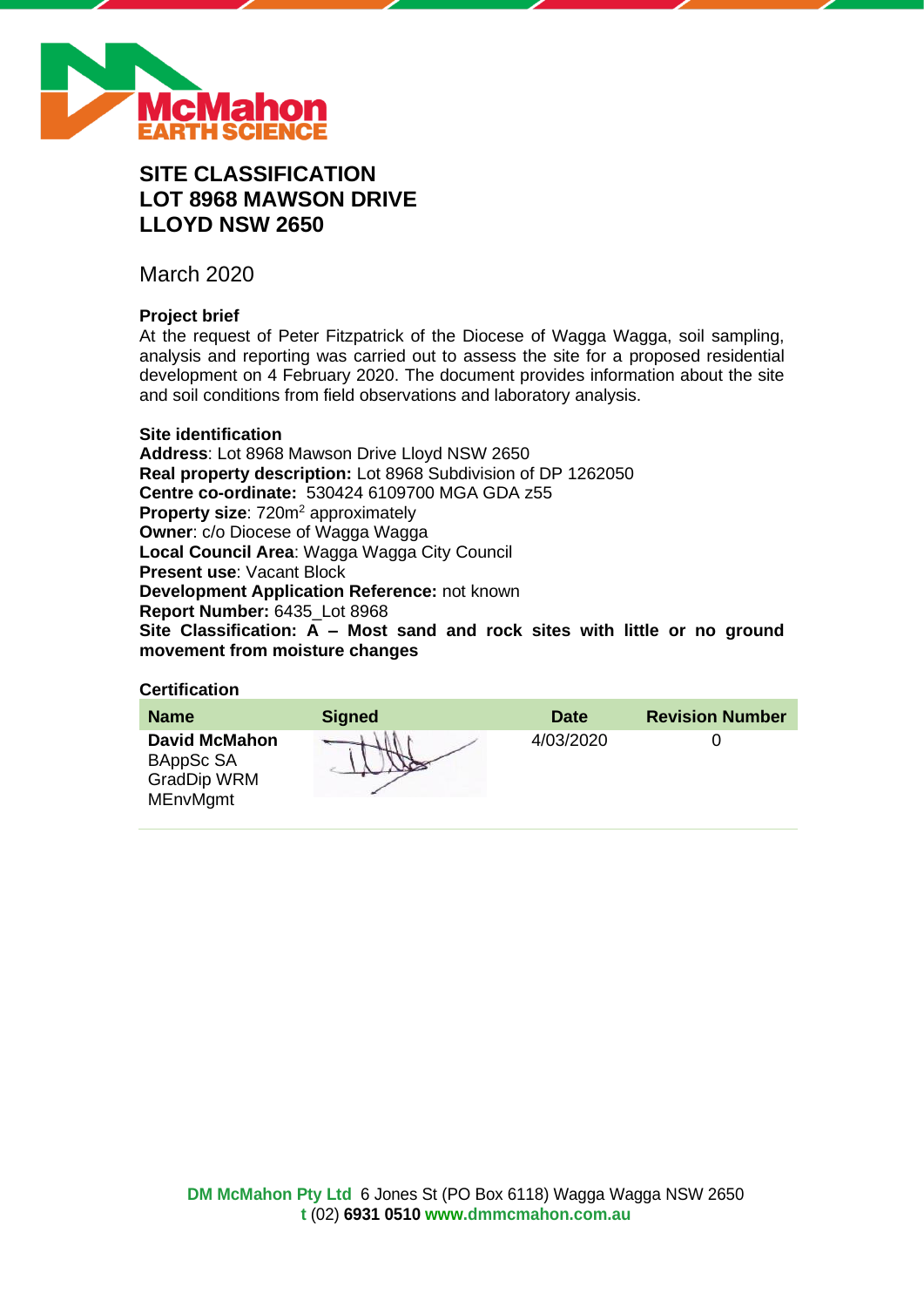# SITE CLASSIFICATION
# LOT 8968 MAWSON DRIVE
# LLOYD NSW 2650

March 2020

### Project brief

At the request of Peter Fitzpatrick of the Diocese of Wagga Wagga, soil sampling, analysis and reporting was carried out to assess the site for a proposed residential development on 4 February 2020. The document provides information about the site and soil conditions from field observations and laboratory analysis.

### Site identification

**Address**: Lot 8968 Mawson Drive Lloyd NSW 2650
**Real property description:** Lot 8968 Subdivision of DP 1262050
**Centre co-ordinate:** 530424 6109700 MGA GDA z55
**Property size**: 720m$^2$ approximately
**Owner**: c/o Diocese of Wagga Wagga
**Local Council Area**: Wagga Wagga City Council
**Present use**: Vacant Block
**Development Application Reference:** not known
**Report Number:** 6435_Lot 8968
**Site Classification: A – Most sand and rock sites with little or no ground movement from moisture changes**

### Certification

| Name | Signed | Date | Revision Number |
|---|---|---|---|
| **David McMahon** BAppSc SA GradDip WRM MEnvMgmt | | 4/03/2020 | 0 |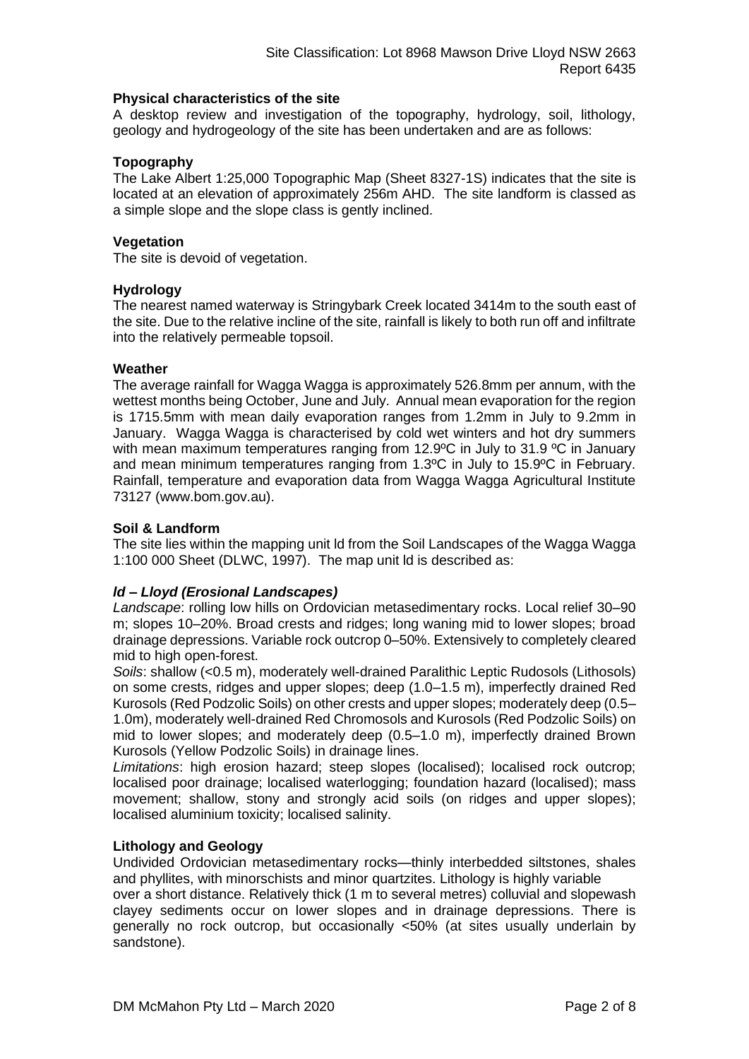### Physical characteristics of the site

A desktop review and investigation of the topography, hydrology, soil, lithology, geology and hydrogeology of the site has been undertaken and are as follows:

### Topography

The Lake Albert 1:25,000 Topographic Map (Sheet 8327-1S) indicates that the site is located at an elevation of approximately 256m AHD. The site landform is classed as a simple slope and the slope class is gently inclined.

### Vegetation

The site is devoid of vegetation.

### Hydrology

The nearest named waterway is Stringybark Creek located 3414m to the south east of the site. Due to the relative incline of the site, rainfall is likely to both run off and infiltrate into the relatively permeable topsoil.

### Weather

The average rainfall for Wagga Wagga is approximately 526.8mm per annum, with the wettest months being October, June and July. Annual mean evaporation for the region is 1715.5mm with mean daily evaporation ranges from 1.2mm in July to 9.2mm in January. Wagga Wagga is characterised by cold wet winters and hot dry summers with mean maximum temperatures ranging from 12.9ºC in July to 31.9 ºC in January and mean minimum temperatures ranging from 1.3ºC in July to 15.9ºC in February. Rainfall, temperature and evaporation data from Wagga Wagga Agricultural Institute 73127 (www.bom.gov.au).

### Soil & Landform

The site lies within the mapping unit ld from the Soil Landscapes of the Wagga Wagga 1:100 000 Sheet (DLWC, 1997). The map unit ld is described as:

#### *ld – Lloyd (Erosional Landscapes)*

*Landscape*: rolling low hills on Ordovician metasedimentary rocks. Local relief 30–90 m; slopes 10–20%. Broad crests and ridges; long waning mid to lower slopes; broad drainage depressions. Variable rock outcrop 0–50%. Extensively to completely cleared mid to high open-forest.

*Soils*: shallow (<0.5 m), moderately well-drained Paralithic Leptic Rudosols (Lithosols) on some crests, ridges and upper slopes; deep (1.0–1.5 m), imperfectly drained Red Kurosols (Red Podzolic Soils) on other crests and upper slopes; moderately deep (0.5–1.0m), moderately well-drained Red Chromosols and Kurosols (Red Podzolic Soils) on mid to lower slopes; and moderately deep (0.5–1.0 m), imperfectly drained Brown Kurosols (Yellow Podzolic Soils) in drainage lines.

*Limitations*: high erosion hazard; steep slopes (localised); localised rock outcrop; localised poor drainage; localised waterlogging; foundation hazard (localised); mass movement; shallow, stony and strongly acid soils (on ridges and upper slopes); localised aluminium toxicity; localised salinity.

### Lithology and Geology

Undivided Ordovician metasedimentary rocks—thinly interbedded siltstones, shales and phyllites, with minorschists and minor quartzites. Lithology is highly variable over a short distance. Relatively thick (1 m to several metres) colluvial and slopewash clayey sediments occur on lower slopes and in drainage depressions. There is generally no rock outcrop, but occasionally <50% (at sites usually underlain by sandstone).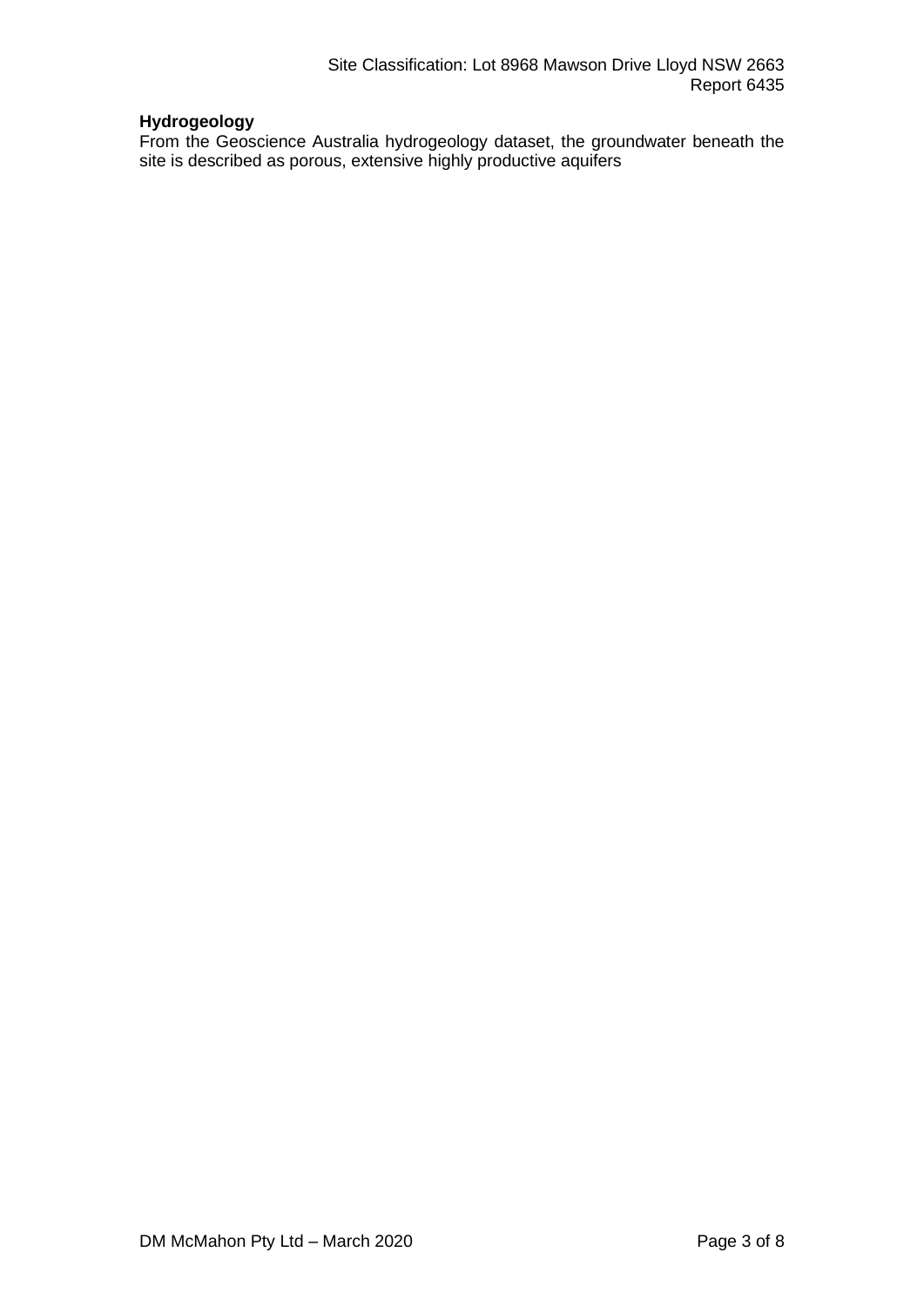**Hydrogeology**

From the Geoscience Australia hydrogeology dataset, the groundwater beneath the site is described as porous, extensive highly productive aquifers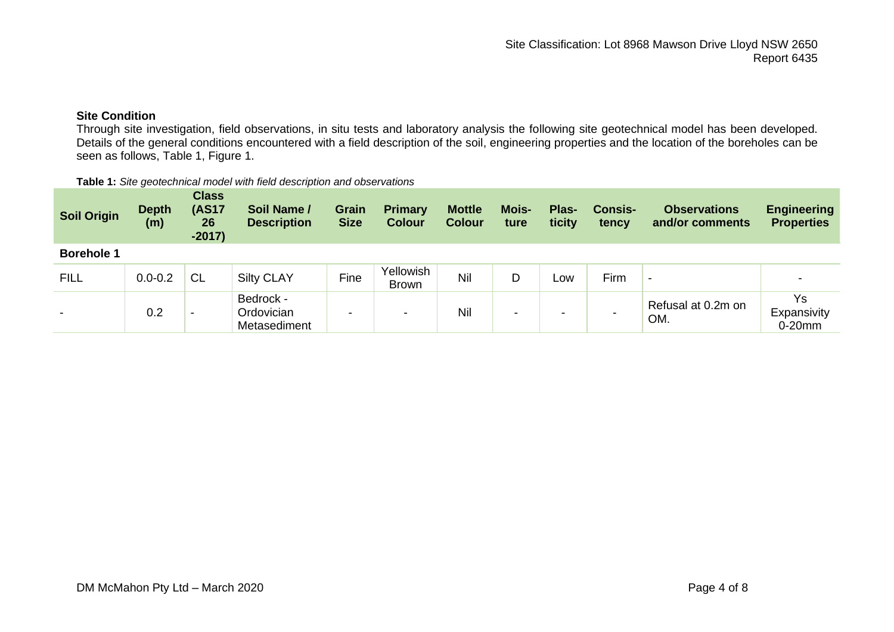## Site Condition

Through site investigation, field observations, in situ tests and laboratory analysis the following site geotechnical model has been developed. Details of the general conditions encountered with a field description of the soil, engineering properties and the location of the boreholes can be seen as follows, Table 1, Figure 1.

**Table 1:** *Site geotechnical model with field description and observations*

| Soil Origin | Depth (m) | Class (AS1726-2017) | Soil Name / Description | Grain Size | Primary Colour | Mottle Colour | Moisture | Plasticity | Consistency | Observations and/or comments | Engineering Properties |
|---|---|---|---|---|---|---|---|---|---|---|---|
| **Borehole 1** | | | | | | | | | | | |
| FILL | 0.0-0.2 | CL | Silty CLAY | Fine | Yellowish Brown | Nil | D | Low | Firm | - | - |
| - | 0.2 | - | Bedrock - Ordovician Metasediment | - | - | Nil | - | - | - | Refusal at 0.2m on OM. | Ys Expansivity 0-20mm |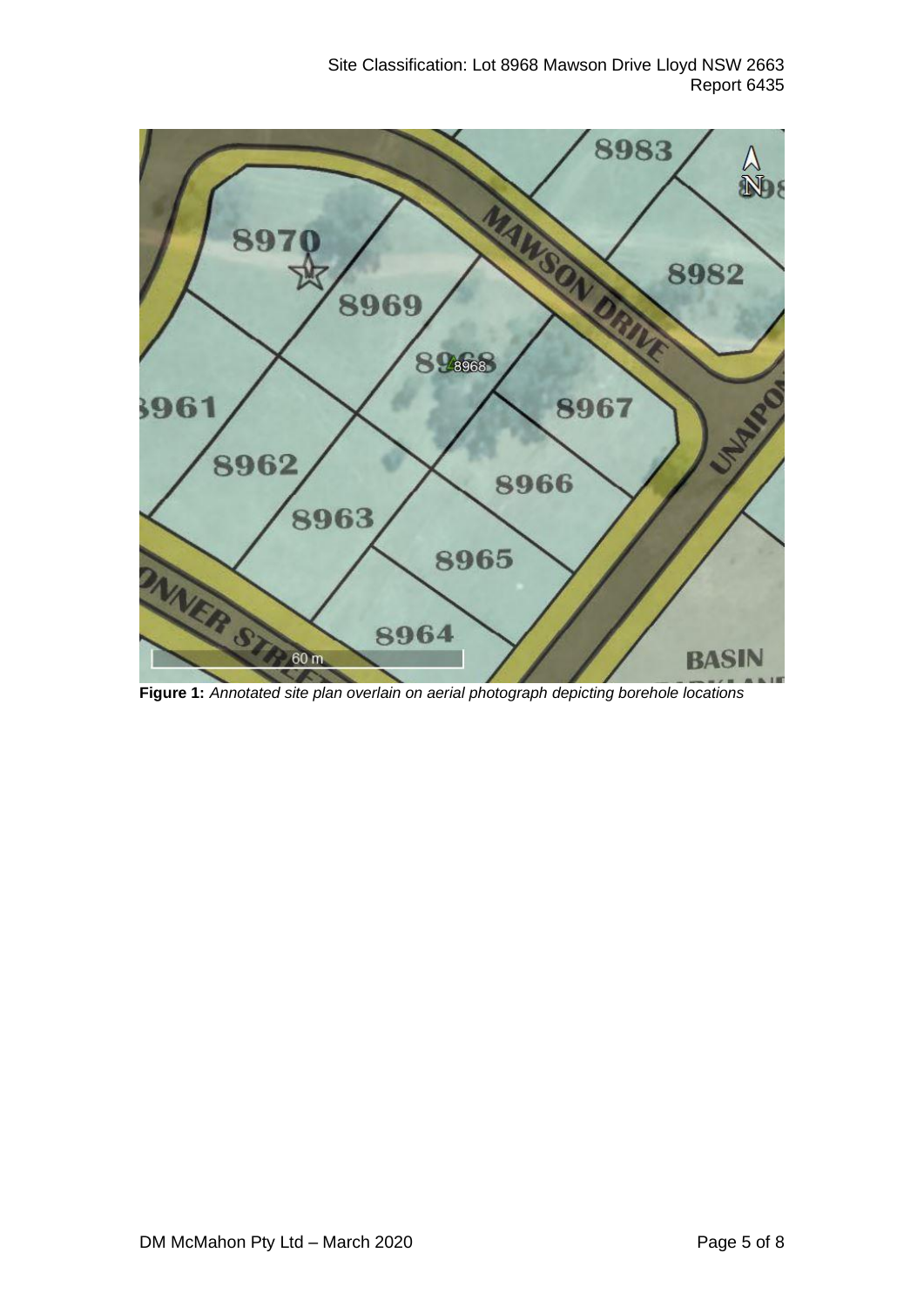8983

N

8982

8970

8969

MAWSON DRIVE

8968

8961

8967

UNAIPON

8962

8966

8963

8965

ONNER STREET

8964

60 m

BASIN

**Figure 1:** *Annotated site plan overlain on aerial photograph depicting borehole locations*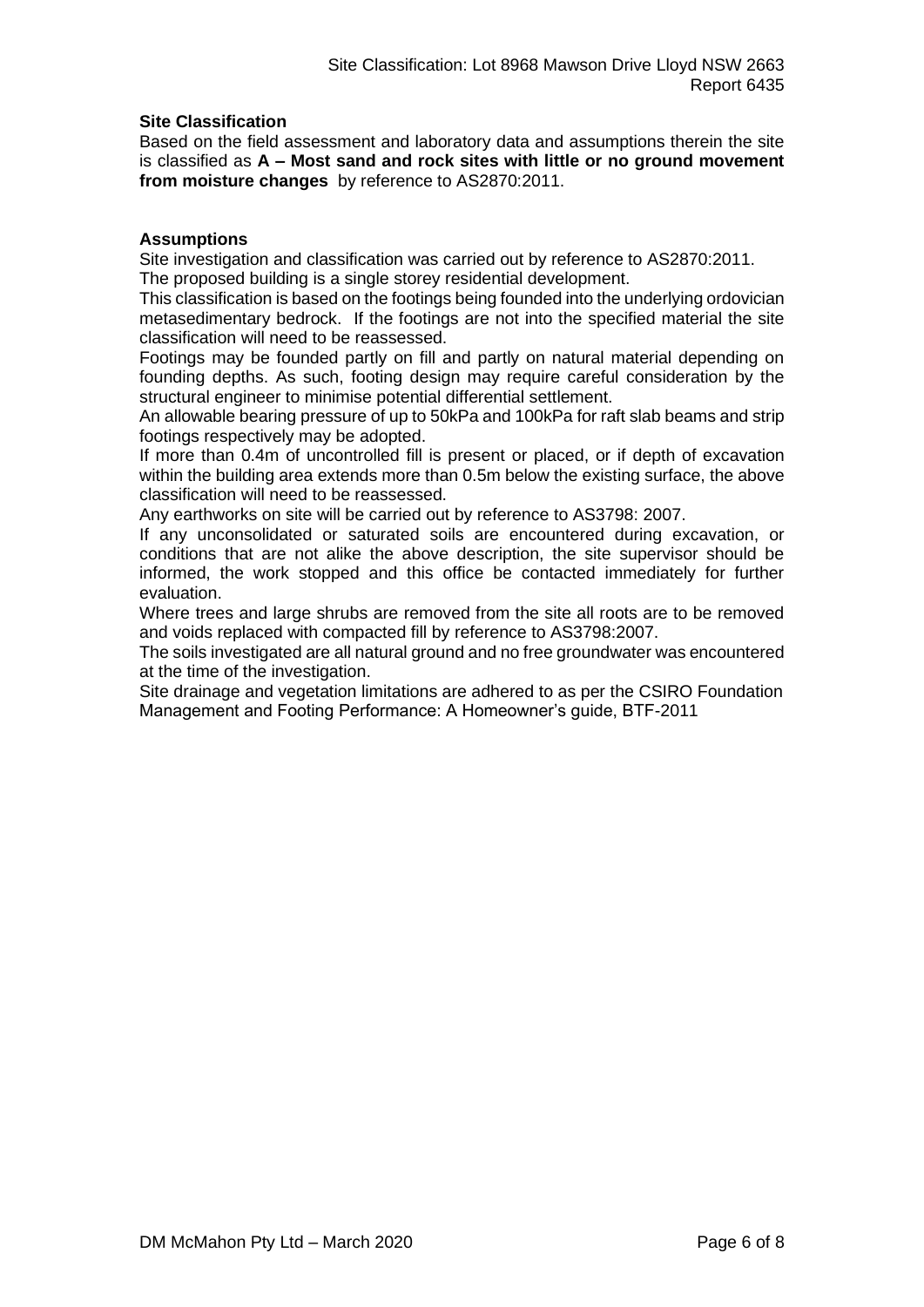### Site Classification

Based on the field assessment and laboratory data and assumptions therein the site is classified as **A – Most sand and rock sites with little or no ground movement from moisture changes** by reference to AS2870:2011.

### Assumptions

Site investigation and classification was carried out by reference to AS2870:2011.

The proposed building is a single storey residential development.

This classification is based on the footings being founded into the underlying ordovician metasedimentary bedrock. If the footings are not into the specified material the site classification will need to be reassessed.

Footings may be founded partly on fill and partly on natural material depending on founding depths. As such, footing design may require careful consideration by the structural engineer to minimise potential differential settlement.

An allowable bearing pressure of up to 50kPa and 100kPa for raft slab beams and strip footings respectively may be adopted.

If more than 0.4m of uncontrolled fill is present or placed, or if depth of excavation within the building area extends more than 0.5m below the existing surface, the above classification will need to be reassessed.

Any earthworks on site will be carried out by reference to AS3798: 2007.

If any unconsolidated or saturated soils are encountered during excavation, or conditions that are not alike the above description, the site supervisor should be informed, the work stopped and this office be contacted immediately for further evaluation.

Where trees and large shrubs are removed from the site all roots are to be removed and voids replaced with compacted fill by reference to AS3798:2007.

The soils investigated are all natural ground and no free groundwater was encountered at the time of the investigation.

Site drainage and vegetation limitations are adhered to as per the CSIRO Foundation Management and Footing Performance: A Homeowner's guide, BTF-2011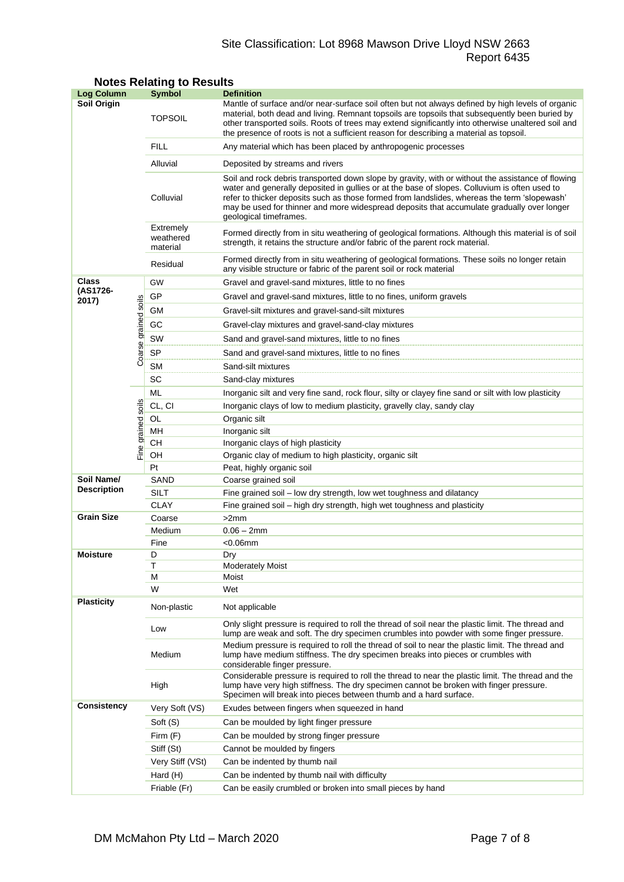## Notes Relating to Results

| Log Column | | Symbol | Definition |
|---|---|---|---|
| Soil Origin | | TOPSOIL | Mantle of surface and/or near-surface soil often but not always defined by high levels of organic material, both dead and living. Remnant topsoils are topsoils that subsequently been buried by other transported soils. Roots of trees may extend significantly into otherwise unaltered soil and the presence of roots is not a sufficient reason for describing a material as topsoil. |
| | | FILL | Any material which has been placed by anthropogenic processes |
| | | Alluvial | Deposited by streams and rivers |
| | | Colluvial | Soil and rock debris transported down slope by gravity, with or without the assistance of flowing water and generally deposited in gullies or at the base of slopes. Colluvium is often used to refer to thicker deposits such as those formed from landslides, whereas the term 'slopewash' may be used for thinner and more widespread deposits that accumulate gradually over longer geological timeframes. |
| | | Extremely weathered material | Formed directly from in situ weathering of geological formations. Although this material is of soil strength, it retains the structure and/or fabric of the parent rock material. |
| | | Residual | Formed directly from in situ weathering of geological formations. These soils no longer retain any visible structure or fabric of the parent soil or rock material |
| Class (AS1726-2017) | Coarse grained soils | GW | Gravel and gravel-sand mixtures, little to no fines |
| | | GP | Gravel and gravel-sand mixtures, little to no fines, uniform gravels |
| | | GM | Gravel-silt mixtures and gravel-sand-silt mixtures |
| | | GC | Gravel-clay mixtures and gravel-sand-clay mixtures |
| | | SW | Sand and gravel-sand mixtures, little to no fines |
| | | SP | Sand and gravel-sand mixtures, little to no fines |
| | | SM | Sand-silt mixtures |
| | | SC | Sand-clay mixtures |
| | Fine grained soils | ML | Inorganic silt and very fine sand, rock flour, silty or clayey fine sand or silt with low plasticity |
| | | CL, CI | Inorganic clays of low to medium plasticity, gravelly clay, sandy clay |
| | | OL | Organic silt |
| | | MH | Inorganic silt |
| | | CH | Inorganic clays of high plasticity |
| | | OH | Organic clay of medium to high plasticity, organic silt |
| | | Pt | Peat, highly organic soil |
| Soil Name/ Description | | SAND | Coarse grained soil |
| | | SILT | Fine grained soil – low dry strength, low wet toughness and dilatancy |
| | | CLAY | Fine grained soil – high dry strength, high wet toughness and plasticity |
| Grain Size | | Coarse | >2mm |
| | | Medium | 0.06 – 2mm |
| | | Fine | <0.06mm |
| Moisture | | D | Dry |
| | | T | Moderately Moist |
| | | M | Moist |
| | | W | Wet |
| Plasticity | | Non-plastic | Not applicable |
| | | Low | Only slight pressure is required to roll the thread of soil near the plastic limit. The thread and lump are weak and soft. The dry specimen crumbles into powder with some finger pressure. |
| | | Medium | Medium pressure is required to roll the thread of soil to near the plastic limit. The thread and lump have medium stiffness. The dry specimen breaks into pieces or crumbles with considerable finger pressure. |
| | | High | Considerable pressure is required to roll the thread to near the plastic limit. The thread and the lump have very high stiffness. The dry specimen cannot be broken with finger pressure. Specimen will break into pieces between thumb and a hard surface. |
| Consistency | | Very Soft (VS) | Exudes between fingers when squeezed in hand |
| | | Soft (S) | Can be moulded by light finger pressure |
| | | Firm (F) | Can be moulded by strong finger pressure |
| | | Stiff (St) | Cannot be moulded by fingers |
| | | Very Stiff (VSt) | Can be indented by thumb nail |
| | | Hard (H) | Can be indented by thumb nail with difficulty |
| | | Friable (Fr) | Can be easily crumbled or broken into small pieces by hand |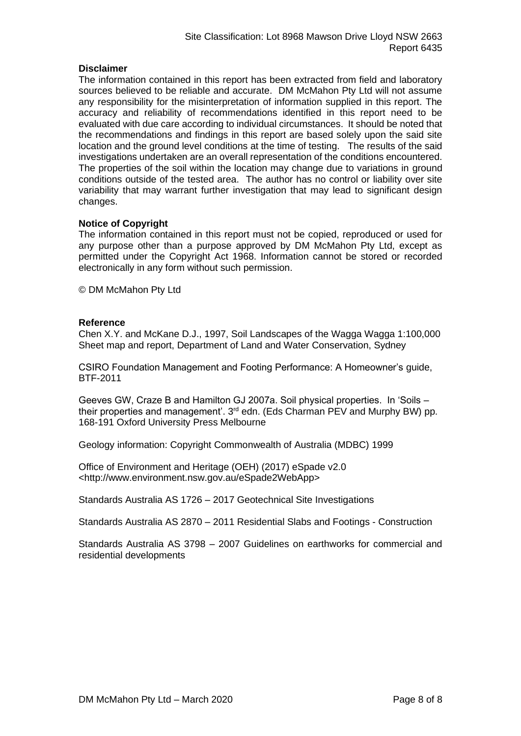## Disclaimer

The information contained in this report has been extracted from field and laboratory sources believed to be reliable and accurate. DM McMahon Pty Ltd will not assume any responsibility for the misinterpretation of information supplied in this report. The accuracy and reliability of recommendations identified in this report need to be evaluated with due care according to individual circumstances. It should be noted that the recommendations and findings in this report are based solely upon the said site location and the ground level conditions at the time of testing. The results of the said investigations undertaken are an overall representation of the conditions encountered. The properties of the soil within the location may change due to variations in ground conditions outside of the tested area. The author has no control or liability over site variability that may warrant further investigation that may lead to significant design changes.

## Notice of Copyright

The information contained in this report must not be copied, reproduced or used for any purpose other than a purpose approved by DM McMahon Pty Ltd, except as permitted under the Copyright Act 1968. Information cannot be stored or recorded electronically in any form without such permission.

© DM McMahon Pty Ltd

## Reference

Chen X.Y. and McKane D.J., 1997, Soil Landscapes of the Wagga Wagga 1:100,000 Sheet map and report, Department of Land and Water Conservation, Sydney

CSIRO Foundation Management and Footing Performance: A Homeowner's guide, BTF-2011

Geeves GW, Craze B and Hamilton GJ 2007a. Soil physical properties. In 'Soils – their properties and management'. 3rd edn. (Eds Charman PEV and Murphy BW) pp. 168-191 Oxford University Press Melbourne

Geology information: Copyright Commonwealth of Australia (MDBC) 1999

Office of Environment and Heritage (OEH) (2017) eSpade v2.0 <http://www.environment.nsw.gov.au/eSpade2WebApp>

Standards Australia AS 1726 – 2017 Geotechnical Site Investigations

Standards Australia AS 2870 – 2011 Residential Slabs and Footings - Construction

Standards Australia AS 3798 – 2007 Guidelines on earthworks for commercial and residential developments